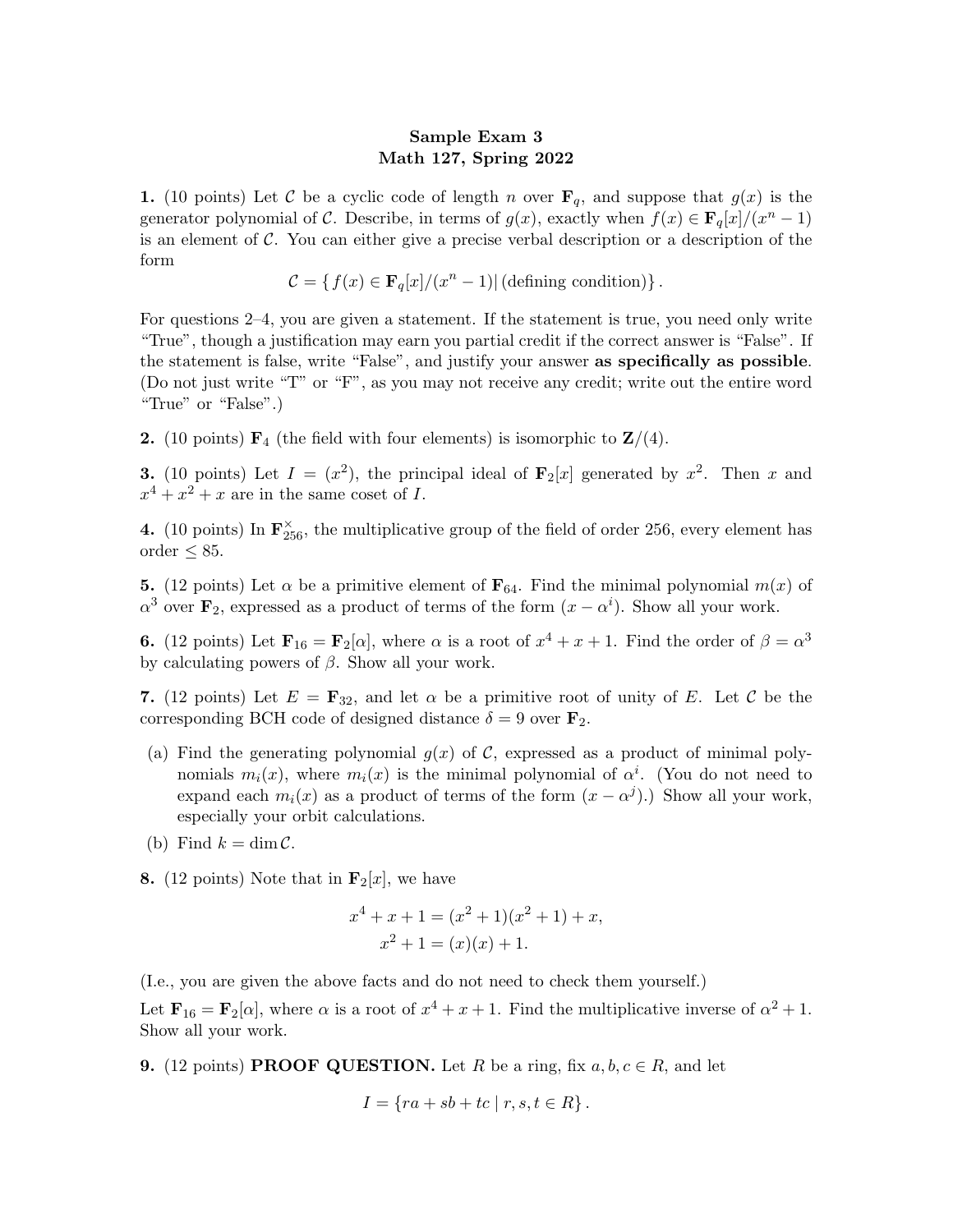**Sample Exam 3**
**Math 127, Spring 2022**

**1.** (10 points) Let $\mathcal{C}$ be a cyclic code of length $n$ over $\mathbf{F}_q$, and suppose that $g(x)$ is the generator polynomial of $\mathcal{C}$. Describe, in terms of $g(x)$, exactly when $f(x) \in \mathbf{F}_q[x]/(x^n - 1)$ is an element of $\mathcal{C}$. You can either give a precise verbal description or a description of the form

$$\mathcal{C} = \{ f(x) \in \mathbf{F}_q[x]/(x^n - 1) \,|\, (\text{defining condition}) \}.$$

For questions 2–4, you are given a statement. If the statement is true, you need only write "True", though a justification may earn you partial credit if the correct answer is "False". If the statement is false, write "False", and justify your answer **as specifically as possible**. (Do not just write "T" or "F", as you may not receive any credit; write out the entire word "True" or "False".)

**2.** (10 points) $\mathbf{F}_4$ (the field with four elements) is isomorphic to $\mathbf{Z}/(4)$.

**3.** (10 points) Let $I = (x^2)$, the principal ideal of $\mathbf{F}_2[x]$ generated by $x^2$. Then $x$ and $x^4 + x^2 + x$ are in the same coset of $I$.

**4.** (10 points) In $\mathbf{F}_{256}^\times$, the multiplicative group of the field of order 256, every element has order $\leq 85$.

**5.** (12 points) Let $\alpha$ be a primitive element of $\mathbf{F}_{64}$. Find the minimal polynomial $m(x)$ of $\alpha^3$ over $\mathbf{F}_2$, expressed as a product of terms of the form $(x - \alpha^i)$. Show all your work.

**6.** (12 points) Let $\mathbf{F}_{16} = \mathbf{F}_2[\alpha]$, where $\alpha$ is a root of $x^4 + x + 1$. Find the order of $\beta = \alpha^3$ by calculating powers of $\beta$. Show all your work.

**7.** (12 points) Let $E = \mathbf{F}_{32}$, and let $\alpha$ be a primitive root of unity of $E$. Let $\mathcal{C}$ be the corresponding BCH code of designed distance $\delta = 9$ over $\mathbf{F}_2$.

(a) Find the generating polynomial $g(x)$ of $\mathcal{C}$, expressed as a product of minimal polynomials $m_i(x)$, where $m_i(x)$ is the minimal polynomial of $\alpha^i$. (You do not need to expand each $m_i(x)$ as a product of terms of the form $(x - \alpha^j)$.) Show all your work, especially your orbit calculations.

(b) Find $k = \dim \mathcal{C}$.

**8.** (12 points) Note that in $\mathbf{F}_2[x]$, we have

$$x^4 + x + 1 = (x^2 + 1)(x^2 + 1) + x,$$
$$x^2 + 1 = (x)(x) + 1.$$

(I.e., you are given the above facts and do not need to check them yourself.)

Let $\mathbf{F}_{16} = \mathbf{F}_2[\alpha]$, where $\alpha$ is a root of $x^4 + x + 1$. Find the multiplicative inverse of $\alpha^2 + 1$. Show all your work.

**9.** (12 points) **PROOF QUESTION.** Let $R$ be a ring, fix $a, b, c \in R$, and let

$$I = \{ra + sb + tc \mid r, s, t \in R\}.$$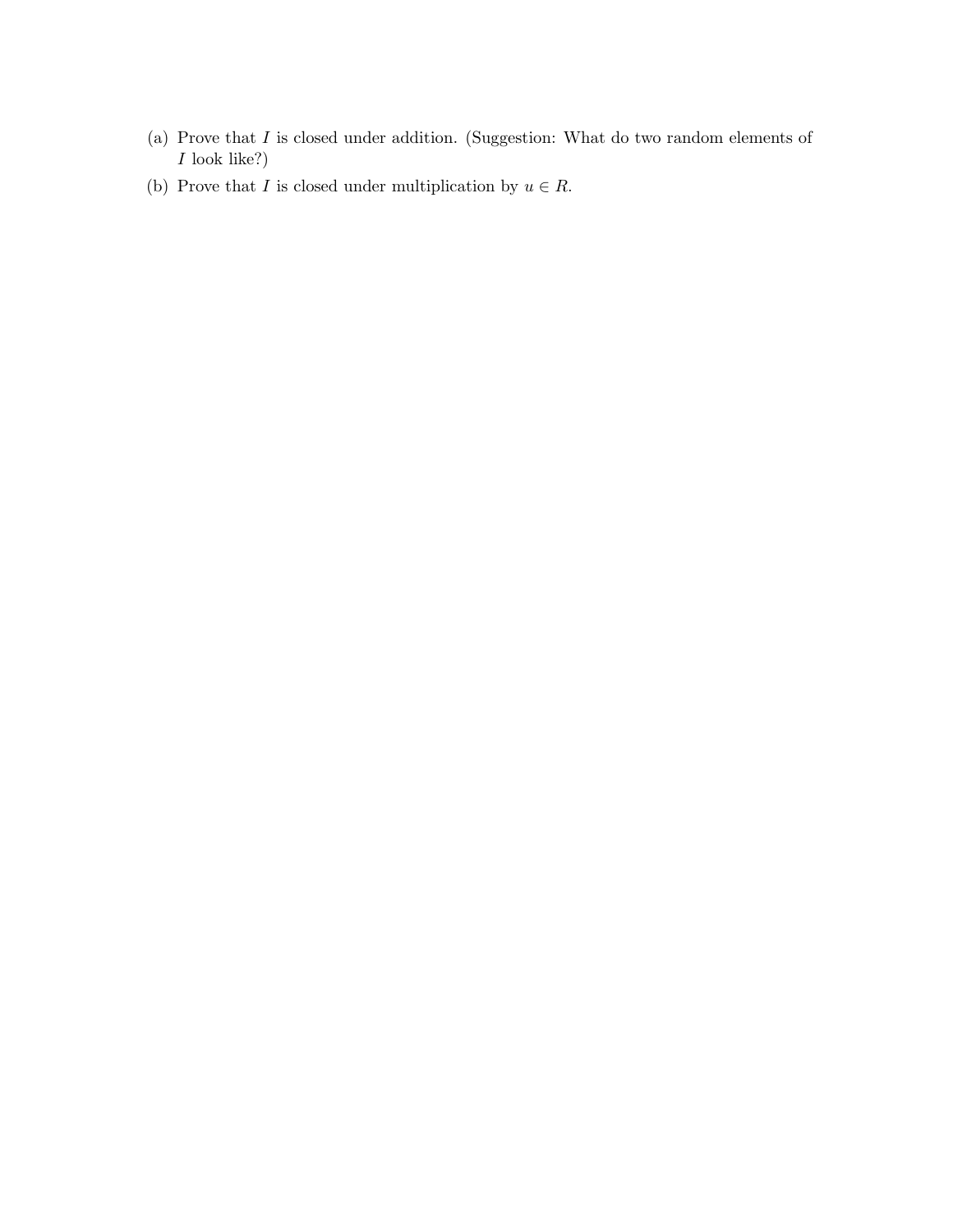(a) Prove that $I$ is closed under addition. (Suggestion: What do two random elements of $I$ look like?)

(b) Prove that $I$ is closed under multiplication by $u \in R$.